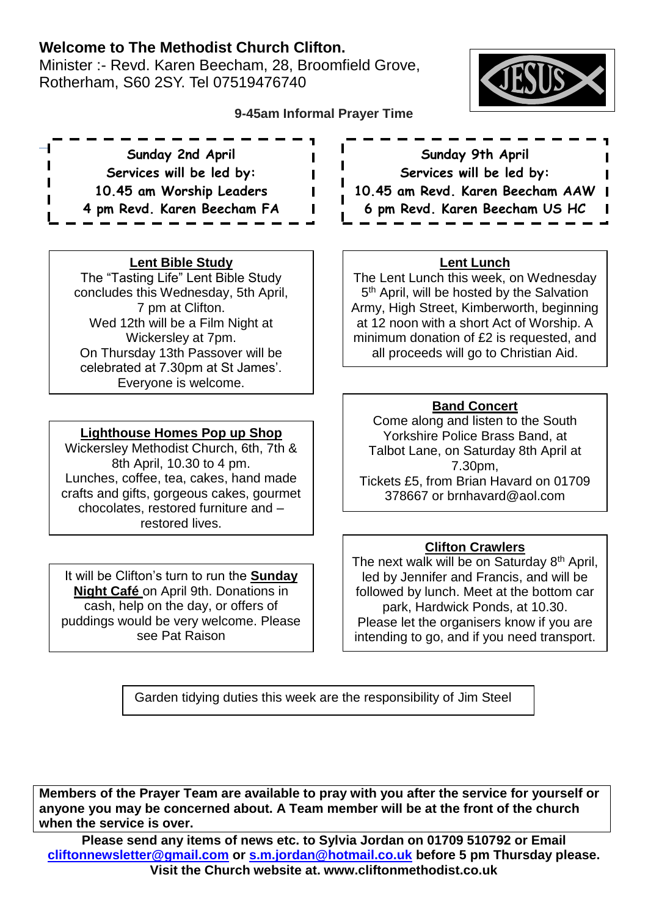# Welcome to The Methodist Church Clifton.

Minister :- Revd. Karen Beecham, 28, Broomfield Grove, Rotherham, S60 2SY. Tel 07519476740

**9-45am Informal Prayer Time**

**Sunday 2nd April**
**Services will be led by:**
**10.45 am Worship Leaders**
**4 pm Revd. Karen Beecham FA**

**Sunday 9th April**
**Services will be led by:**
**10.45 am Revd. Karen Beecham AAW**
**6 pm Revd. Karen Beecham US HC**

## Lent Bible Study

The "Tasting Life" Lent Bible Study concludes this Wednesday, 5th April, 7 pm at Clifton.
Wed 12th will be a Film Night at Wickersley at 7pm.
On Thursday 13th Passover will be celebrated at 7.30pm at St James'.
Everyone is welcome.

## Lent Lunch

The Lent Lunch this week, on Wednesday 5th April, will be hosted by the Salvation Army, High Street, Kimberworth, beginning at 12 noon with a short Act of Worship. A minimum donation of £2 is requested, and all proceeds will go to Christian Aid.

## Band Concert

Come along and listen to the South Yorkshire Police Brass Band, at Talbot Lane, on Saturday 8th April at 7.30pm,
Tickets £5, from Brian Havard on 01709 378667 or brnhavard@aol.com

## Lighthouse Homes Pop up Shop

Wickersley Methodist Church, 6th, 7th & 8th April, 10.30 to 4 pm.
Lunches, coffee, tea, cakes, hand made crafts and gifts, gorgeous cakes, gourmet chocolates, restored furniture and – restored lives.

## Clifton Crawlers

The next walk will be on Saturday 8th April, led by Jennifer and Francis, and will be followed by lunch. Meet at the bottom car park, Hardwick Ponds, at 10.30.
Please let the organisers know if you are intending to go, and if you need transport.

It will be Clifton's turn to run the **Sunday Night Café** on April 9th. Donations in cash, help on the day, or offers of puddings would be very welcome. Please see Pat Raison

Garden tidying duties this week are the responsibility of Jim Steel

**Members of the Prayer Team are available to pray with you after the service for yourself or anyone you may be concerned about. A Team member will be at the front of the church when the service is over.**

**Please send any items of news etc. to Sylvia Jordan on 01709 510792 or Email cliftonnewsletter@gmail.com or s.m.jordan@hotmail.co.uk before 5 pm Thursday please.**
**Visit the Church website at. www.cliftonmethodist.co.uk**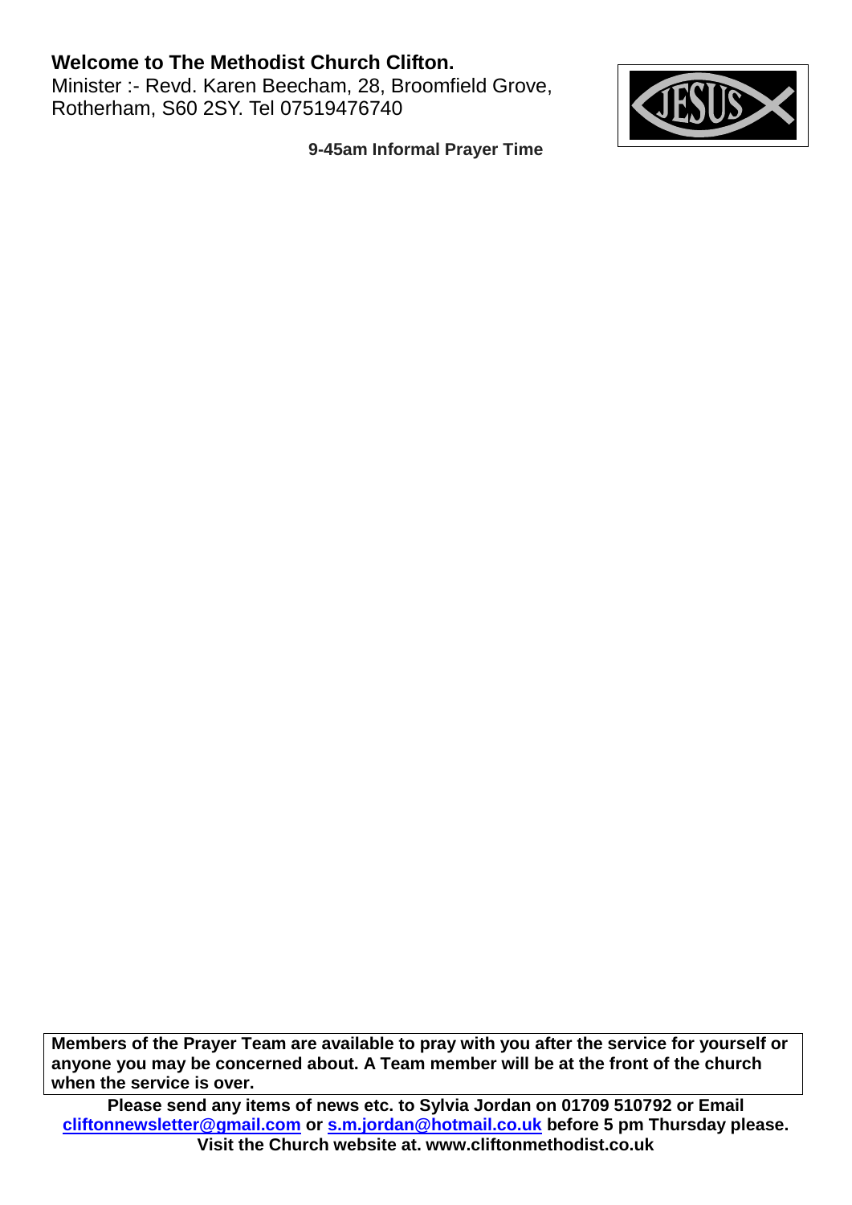**Welcome to The Methodist Church Clifton.**

Minister :- Revd. Karen Beecham, 28, Broomfield Grove, Rotherham, S60 2SY. Tel 07519476740

**9-45am Informal Prayer Time**

**Members of the Prayer Team are available to pray with you after the service for yourself or anyone you may be concerned about. A Team member will be at the front of the church when the service is over.**

**Please send any items of news etc. to Sylvia Jordan on 01709 510792 or Email cliftonnewsletter@gmail.com or s.m.jordan@hotmail.co.uk before 5 pm Thursday please.**
**Visit the Church website at. www.cliftonmethodist.co.uk**